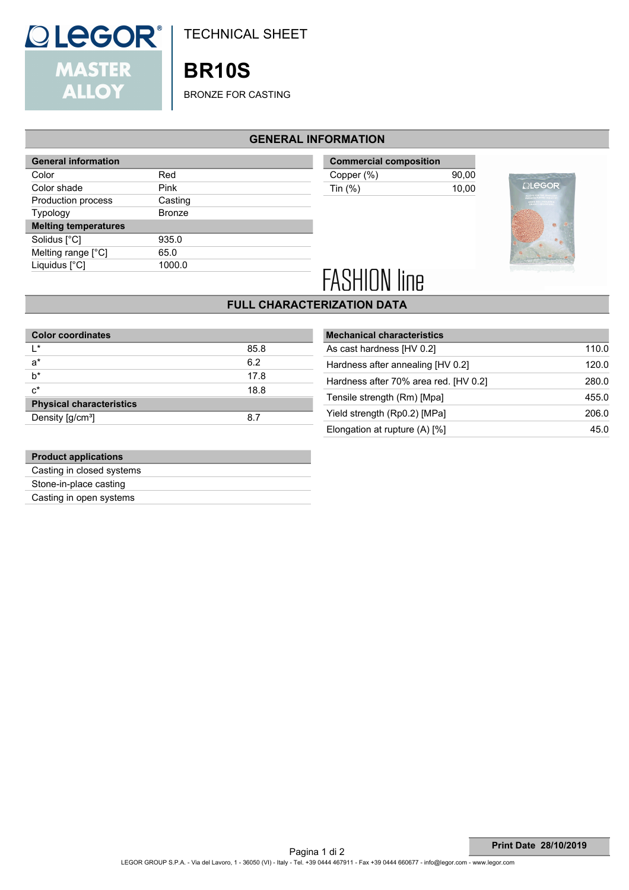# TECHNICAL SHEET

## BR10S

BRONZE FOR CASTING

## GENERAL INFORMATION

| General information | |
|---|---|
| Color | Red |
| Color shade | Pink |
| Production process | Casting |
| Typology | Bronze |
| **Melting temperatures** | |
| Solidus [°C] | 935.0 |
| Melting range [°C] | 65.0 |
| Liquidus [°C] | 1000.0 |

| Commercial composition | |
|---|---|
| Copper (%) | 90,00 |
| Tin (%) | 10,00 |

FASHION line

## FULL CHARACTERIZATION DATA

| Color coordinates | |
|---|---|
| L* | 85.8 |
| a* | 6.2 |
| b* | 17.8 |
| c* | 18.8 |
| **Physical characteristics** | |
| Density [g/cm³] | 8.7 |

| Mechanical characteristics | |
|---|---|
| As cast hardness [HV 0.2] | 110.0 |
| Hardness after annealing [HV 0.2] | 120.0 |
| Hardness after 70% area red. [HV 0.2] | 280.0 |
| Tensile strength (Rm) [Mpa] | 455.0 |
| Yield strength (Rp0.2) [MPa] | 206.0 |
| Elongation at rupture (A) [%] | 45.0 |

| Product applications |
|---|
| Casting in closed systems |
| Stone-in-place casting |
| Casting in open systems |

**Print Date 28/10/2019**

LEGOR GROUP S.P.A. - Via del Lavoro, 1 - 36050 (VI) - Italy - Tel. +39 0444 467911 - Fax +39 0444 660677 - info@legor.com - www.legor.com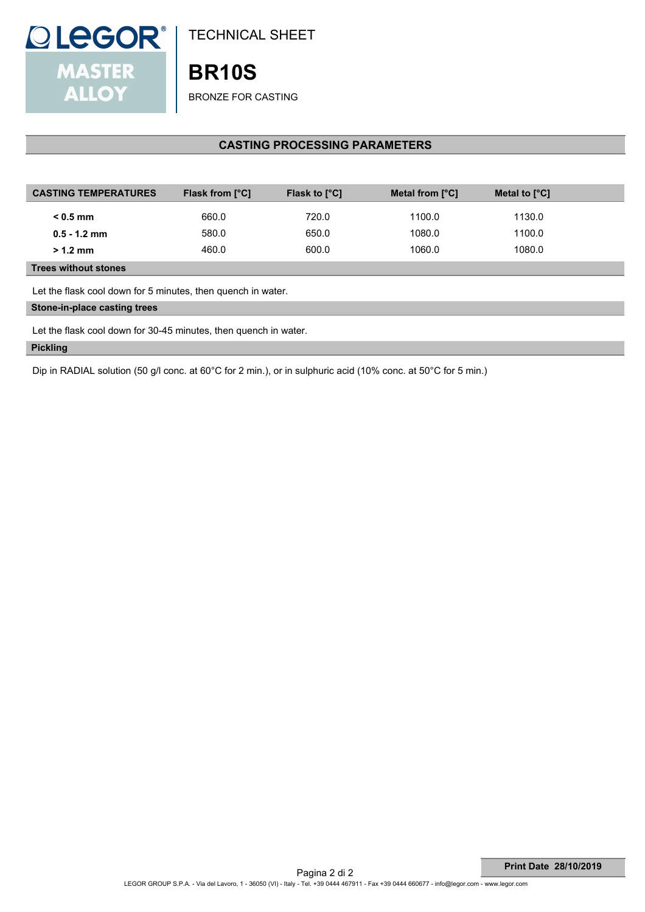# TECHNICAL SHEET

# BR10S

BRONZE FOR CASTING

## CASTING PROCESSING PARAMETERS

| CASTING TEMPERATURES | Flask from [°C] | Flask to [°C] | Metal from [°C] | Metal to [°C] |
|---|---|---|---|---|
| **< 0.5 mm** | 660.0 | 720.0 | 1100.0 | 1130.0 |
| **0.5 - 1.2 mm** | 580.0 | 650.0 | 1080.0 | 1100.0 |
| **> 1.2 mm** | 460.0 | 600.0 | 1060.0 | 1080.0 |

### Trees without stones

Let the flask cool down for 5 minutes, then quench in water.

### Stone-in-place casting trees

Let the flask cool down for 30-45 minutes, then quench in water.

### Pickling

Dip in RADIAL solution (50 g/l conc. at 60°C for 2 min.), or in sulphuric acid (10% conc. at 50°C for 5 min.)

**Print Date 28/10/2019**

LEGOR GROUP S.P.A. - Via del Lavoro, 1 - 36050 (VI) - Italy - Tel. +39 0444 467911 - Fax +39 0444 660677 - info@legor.com - www.legor.com